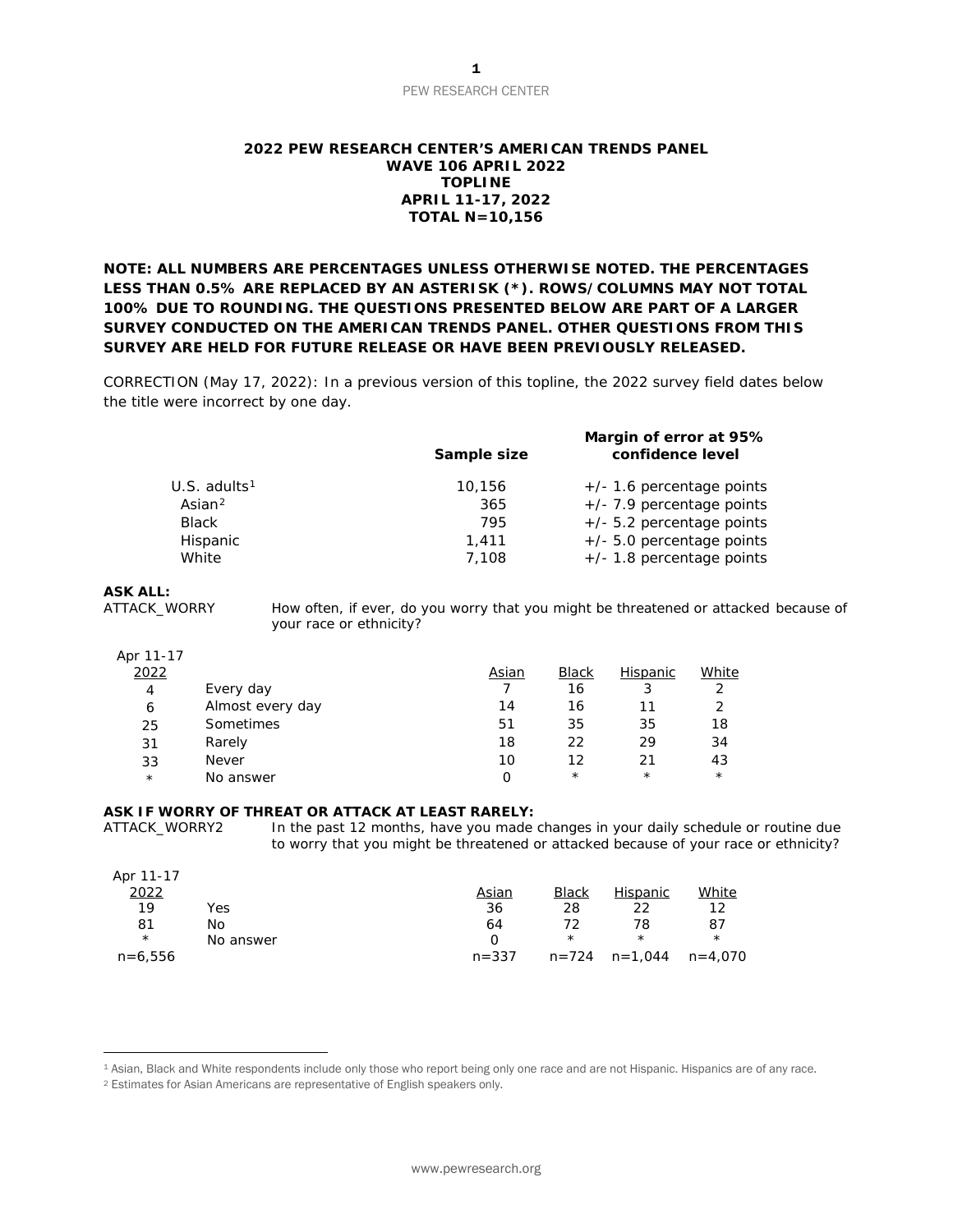**2022 PEW RESEARCH CENTER'S AMERICAN TRENDS PANEL**
**WAVE 106 APRIL 2022**
**TOPLINE**
**APRIL 11-17, 2022**
**TOTAL N=10,156**

**NOTE: ALL NUMBERS ARE PERCENTAGES UNLESS OTHERWISE NOTED. THE PERCENTAGES LESS THAN 0.5% ARE REPLACED BY AN ASTERISK (*). ROWS/COLUMNS MAY NOT TOTAL 100% DUE TO ROUNDING. THE QUESTIONS PRESENTED BELOW ARE PART OF A LARGER SURVEY CONDUCTED ON THE AMERICAN TRENDS PANEL. OTHER QUESTIONS FROM THIS SURVEY ARE HELD FOR FUTURE RELEASE OR HAVE BEEN PREVIOUSLY RELEASED.**

CORRECTION (May 17, 2022): In a previous version of this topline, the 2022 survey field dates below the title were incorrect by one day.

| | Sample size | Margin of error at 95% confidence level |
|---|---|---|
| U.S. adults[1] | 10,156 | +/- 1.6 percentage points |
| Asian[2] | 365 | +/- 7.9 percentage points |
| Black | 795 | +/- 5.2 percentage points |
| Hispanic | 1,411 | +/- 5.0 percentage points |
| White | 7,108 | +/- 1.8 percentage points |

**ASK ALL:**
ATTACK_WORRY How often, if ever, do you worry that you might be threatened or attacked because of your race or ethnicity?

| Apr 11-17 2022 | | Asian | Black | Hispanic | White |
|---|---|---|---|---|---|
| 4 | Every day | 7 | 16 | 3 | 2 |
| 6 | Almost every day | 14 | 16 | 11 | 2 |
| 25 | Sometimes | 51 | 35 | 35 | 18 |
| 31 | Rarely | 18 | 22 | 29 | 34 |
| 33 | Never | 10 | 12 | 21 | 43 |
| * | No answer | 0 | * | * | * |

**ASK IF WORRY OF THREAT OR ATTACK AT LEAST RARELY:**
ATTACK_WORRY2 In the past 12 months, have you made changes in your daily schedule or routine due to worry that you might be threatened or attacked because of your race or ethnicity?

| Apr 11-17 2022 | | Asian | Black | Hispanic | White |
|---|---|---|---|---|---|
| 19 | Yes | 36 | 28 | 22 | 12 |
| 81 | No | 64 | 72 | 78 | 87 |
| * | No answer | 0 | * | * | * |
| n=6,556 | | n=337 | n=724 | n=1,044 | n=4,070 |

[1] Asian, Black and White respondents include only those who report being only one race and are not Hispanic. Hispanics are of any race.
[2] Estimates for Asian Americans are representative of English speakers only.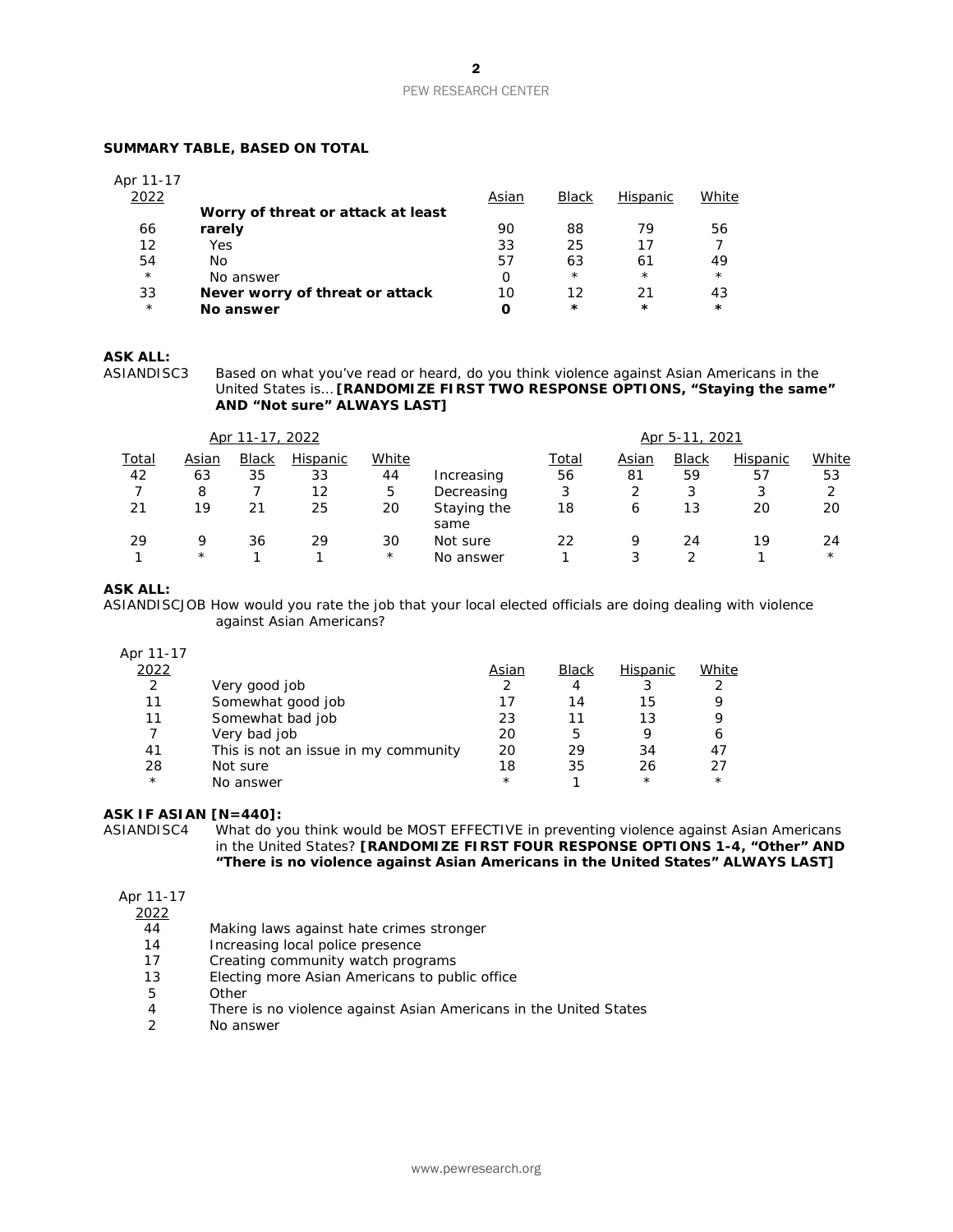**SUMMARY TABLE, BASED ON TOTAL**

| Apr 11-17 2022 | | Asian | Black | Hispanic | White |
|---|---|---|---|---|---|
| 66 | **Worry of threat or attack at least rarely** | 90 | 88 | 79 | 56 |
| 12 | Yes | 33 | 25 | 17 | 7 |
| 54 | No | 57 | 63 | 61 | 49 |
| * | No answer | 0 | * | * | * |
| 33 | **Never worry of threat or attack** | 10 | 12 | 21 | 43 |
| * | **No answer** | **0** | **\*** | **\*** | **\*** |

**ASK ALL:**
ASIANDISC3 Based on what you've read or heard, do you think violence against Asian Americans in the United States is... **[RANDOMIZE FIRST TWO RESPONSE OPTIONS, "Staying the same" AND "Not sure" ALWAYS LAST]**

| Apr 11-17, 2022 | | | | | | Apr 5-11, 2021 | | | | |
|---|---|---|---|---|---|---|---|---|---|---|
| Total | Asian | Black | Hispanic | White | | Total | Asian | Black | Hispanic | White |
| 42 | 63 | 35 | 33 | 44 | Increasing | 56 | 81 | 59 | 57 | 53 |
| 7 | 8 | 7 | 12 | 5 | Decreasing | 3 | 2 | 3 | 3 | 2 |
| 21 | 19 | 21 | 25 | 20 | Staying the same | 18 | 6 | 13 | 20 | 20 |
| 29 | 9 | 36 | 29 | 30 | Not sure | 22 | 9 | 24 | 19 | 24 |
| 1 | * | 1 | 1 | * | No answer | 1 | 3 | 2 | 1 | * |

**ASK ALL:**
ASIANDISCJOB How would you rate the job that your local elected officials are doing dealing with violence against Asian Americans?

| Apr 11-17 2022 | | Asian | Black | Hispanic | White |
|---|---|---|---|---|---|
| 2 | Very good job | 2 | 4 | 3 | 2 |
| 11 | Somewhat good job | 17 | 14 | 15 | 9 |
| 11 | Somewhat bad job | 23 | 11 | 13 | 9 |
| 7 | Very bad job | 20 | 5 | 9 | 6 |
| 41 | This is not an issue in my community | 20 | 29 | 34 | 47 |
| 28 | Not sure | 18 | 35 | 26 | 27 |
| * | No answer | * | 1 | * | * |

**ASK IF ASIAN [N=440]:**
ASIANDISC4 What do you think would be MOST EFFECTIVE in preventing violence against Asian Americans in the United States? **[RANDOMIZE FIRST FOUR RESPONSE OPTIONS 1-4, "Other" AND "There is no violence against Asian Americans in the United States" ALWAYS LAST]**

| Apr 11-17 2022 | |
|---|---|
| 44 | Making laws against hate crimes stronger |
| 14 | Increasing local police presence |
| 17 | Creating community watch programs |
| 13 | Electing more Asian Americans to public office |
| 5 | Other |
| 4 | There is no violence against Asian Americans in the United States |
| 2 | No answer |